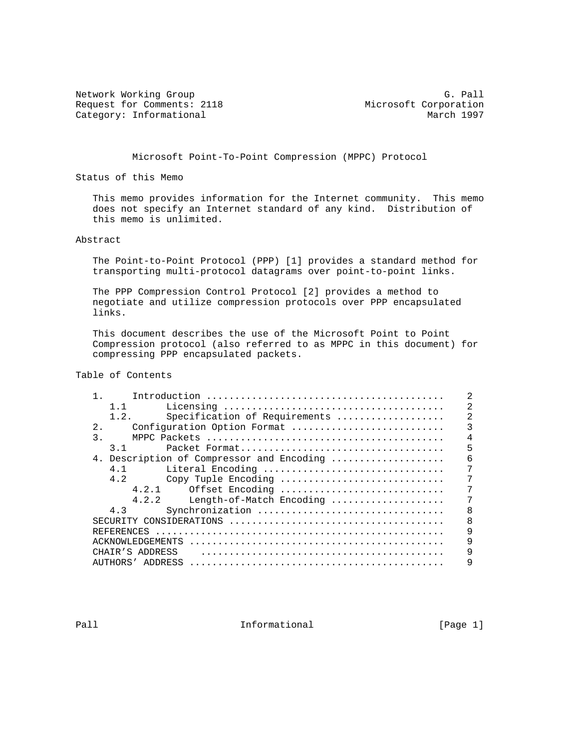Network Working Group G. Pall
Request for Comments: 2118 Microsoft Corporation
Category: Informational March 1997

# Microsoft Point-To-Point Compression (MPPC) Protocol

## Status of this Memo

This memo provides information for the Internet community. This memo does not specify an Internet standard of any kind. Distribution of this memo is unlimited.

## Abstract

The Point-to-Point Protocol (PPP) [1] provides a standard method for transporting multi-protocol datagrams over point-to-point links.

The PPP Compression Control Protocol [2] provides a method to negotiate and utilize compression protocols over PPP encapsulated links.

This document describes the use of the Microsoft Point to Point Compression protocol (also referred to as MPPC in this document) for compressing PPP encapsulated packets.

## Table of Contents

```
   1.     Introduction ........................................    2
      1.1       Licensing .....................................    2
      1.2.      Specification of Requirements .................    2
   2.     Configuration Option Format .........................    3
   3.     MPPC Packets ........................................    4
      3.1       Packet Format..................................    5
   4. Description of Compressor and Encoding ..................    6
      4.1       Literal Encoding ..............................    7
      4.2       Copy Tuple Encoding ...........................    7
          4.2.1     Offset Encoding ...........................    7
          4.2.2     Length-of-Match Encoding ..................    7
      4.3       Synchronization ...............................    8
   SECURITY CONSIDERATIONS ....................................    8
   REFERENCES .................................................    9
   ACKNOWLEDGEMENTS ...........................................    9
   CHAIR'S ADDRESS   ..........................................    9
   AUTHORS' ADDRESS ...........................................    9
```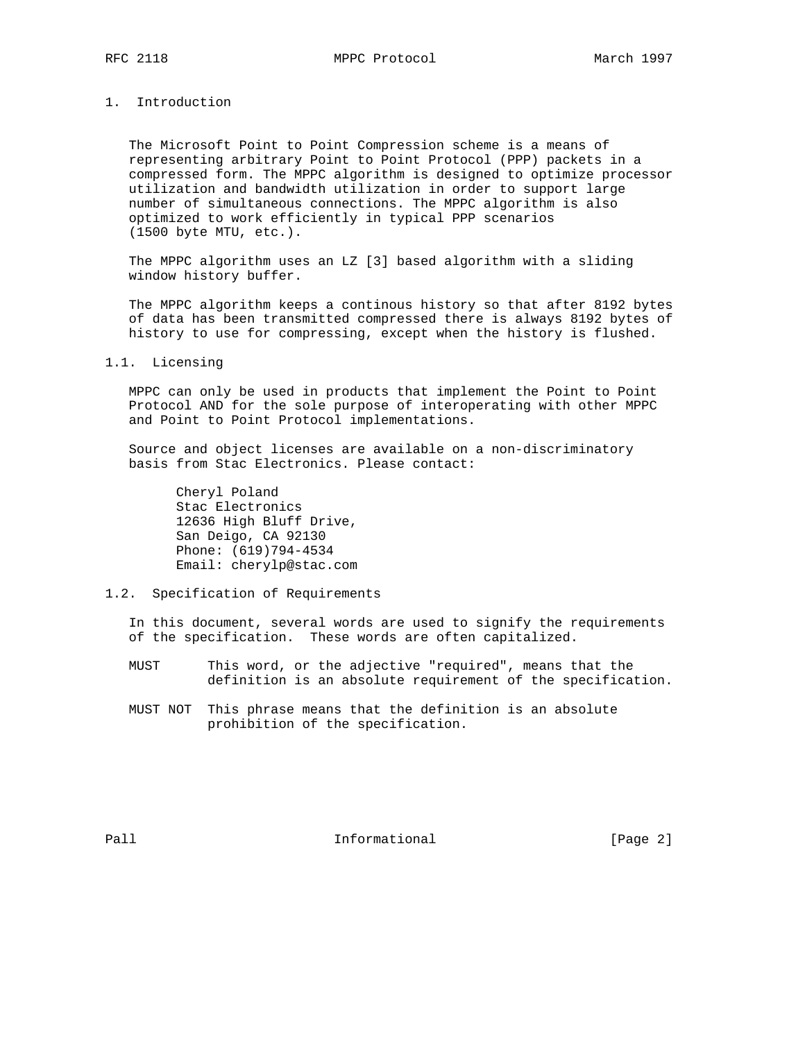# 1. Introduction

The Microsoft Point to Point Compression scheme is a means of representing arbitrary Point to Point Protocol (PPP) packets in a compressed form. The MPPC algorithm is designed to optimize processor utilization and bandwidth utilization in order to support large number of simultaneous connections. The MPPC algorithm is also optimized to work efficiently in typical PPP scenarios (1500 byte MTU, etc.).

The MPPC algorithm uses an LZ [3] based algorithm with a sliding window history buffer.

The MPPC algorithm keeps a continous history so that after 8192 bytes of data has been transmitted compressed there is always 8192 bytes of history to use for compressing, except when the history is flushed.

## 1.1. Licensing

MPPC can only be used in products that implement the Point to Point Protocol AND for the sole purpose of interoperating with other MPPC and Point to Point Protocol implementations.

Source and object licenses are available on a non-discriminatory basis from Stac Electronics. Please contact:

Cheryl Poland
Stac Electronics
12636 High Bluff Drive,
San Deigo, CA 92130
Phone: (619)794-4534
Email: cherylp@stac.com

## 1.2. Specification of Requirements

In this document, several words are used to signify the requirements of the specification. These words are often capitalized.

MUST This word, or the adjective "required", means that the definition is an absolute requirement of the specification.

MUST NOT This phrase means that the definition is an absolute prohibition of the specification.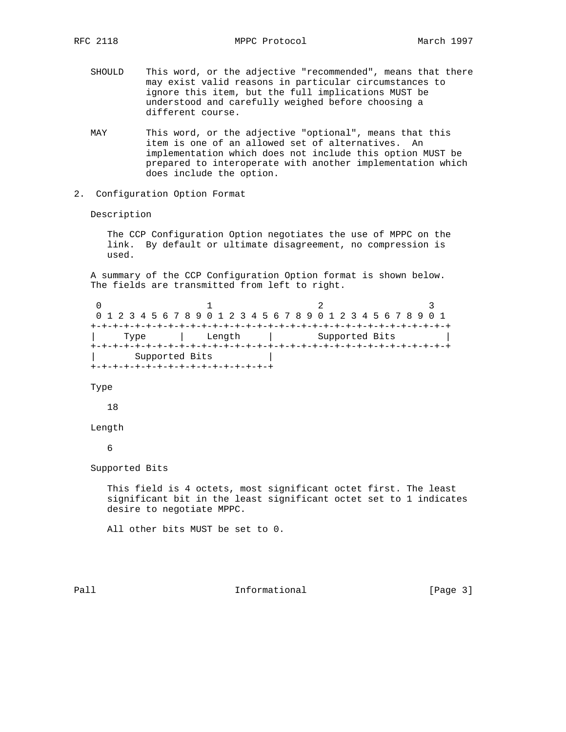SHOULD This word, or the adjective "recommended", means that there may exist valid reasons in particular circumstances to ignore this item, but the full implications MUST be understood and carefully weighed before choosing a different course.

MAY This word, or the adjective "optional", means that this item is one of an allowed set of alternatives. An implementation which does not include this option MUST be prepared to interoperate with another implementation which does include the option.

## 2. Configuration Option Format

Description

The CCP Configuration Option negotiates the use of MPPC on the link. By default or ultimate disagreement, no compression is used.

A summary of the CCP Configuration Option format is shown below. The fields are transmitted from left to right.

```
 0                   1                   2                   3
 0 1 2 3 4 5 6 7 8 9 0 1 2 3 4 5 6 7 8 9 0 1 2 3 4 5 6 7 8 9 0 1
+-+-+-+-+-+-+-+-+-+-+-+-+-+-+-+-+-+-+-+-+-+-+-+-+-+-+-+-+-+-+-+-+
|     Type      |    Length     |        Supported Bits         |
+-+-+-+-+-+-+-+-+-+-+-+-+-+-+-+-+-+-+-+-+-+-+-+-+-+-+-+-+-+-+-+-+
|       Supported Bits          |
+-+-+-+-+-+-+-+-+-+-+-+-+-+-+-+-+
```

Type

18

Length

6

Supported Bits

This field is 4 octets, most significant octet first. The least significant bit in the least significant octet set to 1 indicates desire to negotiate MPPC.

All other bits MUST be set to 0.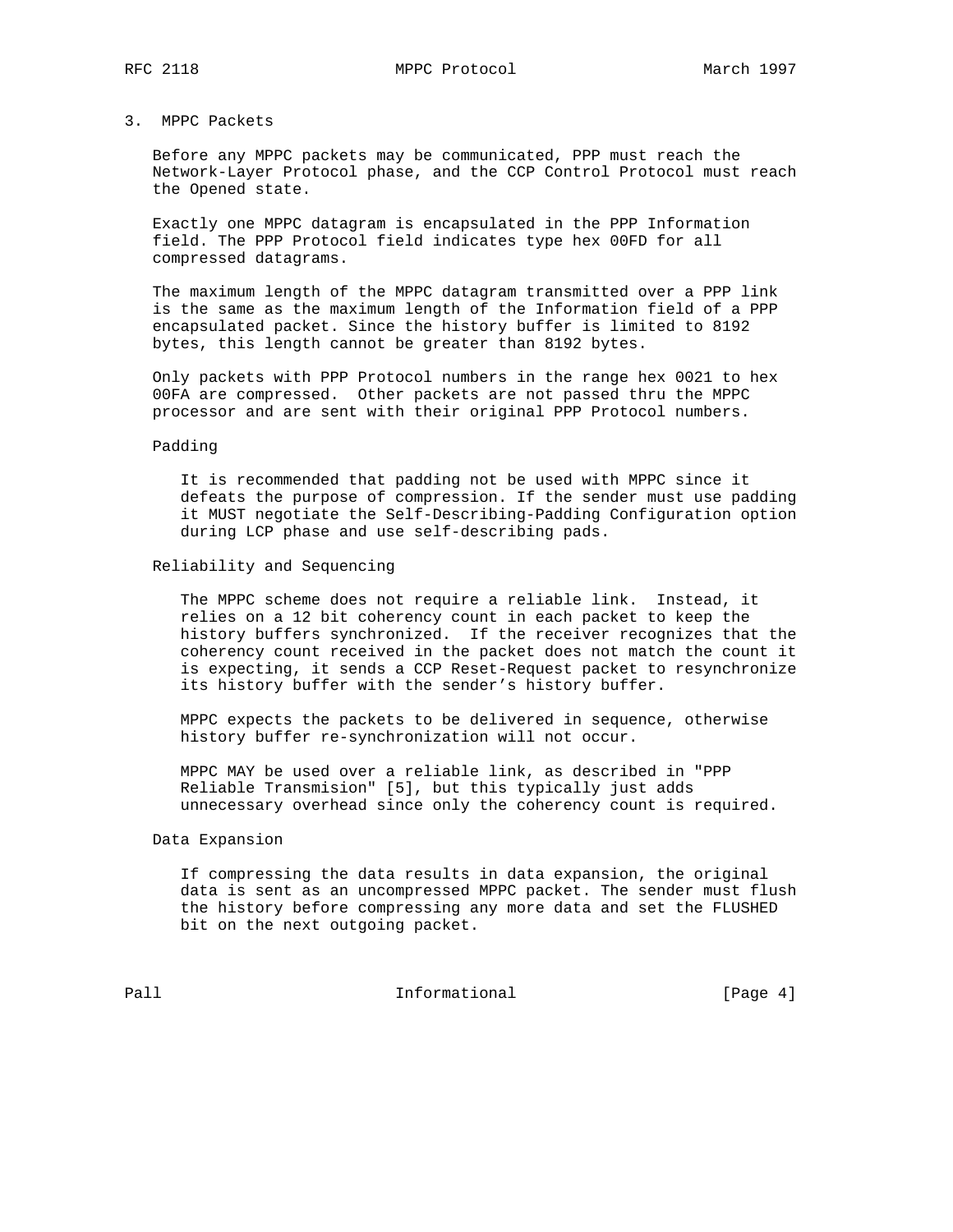## 3. MPPC Packets

Before any MPPC packets may be communicated, PPP must reach the Network-Layer Protocol phase, and the CCP Control Protocol must reach the Opened state.

Exactly one MPPC datagram is encapsulated in the PPP Information field. The PPP Protocol field indicates type hex 00FD for all compressed datagrams.

The maximum length of the MPPC datagram transmitted over a PPP link is the same as the maximum length of the Information field of a PPP encapsulated packet. Since the history buffer is limited to 8192 bytes, this length cannot be greater than 8192 bytes.

Only packets with PPP Protocol numbers in the range hex 0021 to hex 00FA are compressed. Other packets are not passed thru the MPPC processor and are sent with their original PPP Protocol numbers.

### Padding

It is recommended that padding not be used with MPPC since it defeats the purpose of compression. If the sender must use padding it MUST negotiate the Self-Describing-Padding Configuration option during LCP phase and use self-describing pads.

### Reliability and Sequencing

The MPPC scheme does not require a reliable link. Instead, it relies on a 12 bit coherency count in each packet to keep the history buffers synchronized. If the receiver recognizes that the coherency count received in the packet does not match the count it is expecting, it sends a CCP Reset-Request packet to resynchronize its history buffer with the sender's history buffer.

MPPC expects the packets to be delivered in sequence, otherwise history buffer re-synchronization will not occur.

MPPC MAY be used over a reliable link, as described in "PPP Reliable Transmision" [5], but this typically just adds unnecessary overhead since only the coherency count is required.

### Data Expansion

If compressing the data results in data expansion, the original data is sent as an uncompressed MPPC packet. The sender must flush the history before compressing any more data and set the FLUSHED bit on the next outgoing packet.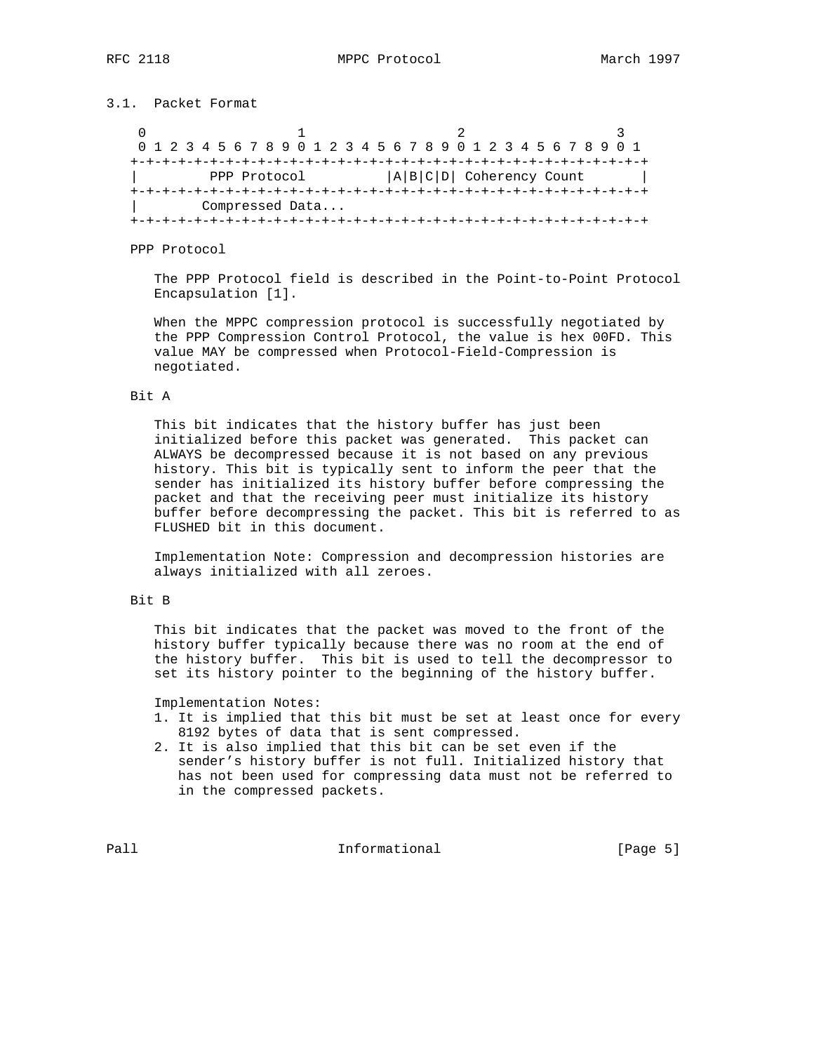### 3.1. Packet Format

```
 0                   1                   2                   3
 0 1 2 3 4 5 6 7 8 9 0 1 2 3 4 5 6 7 8 9 0 1 2 3 4 5 6 7 8 9 0 1
+-+-+-+-+-+-+-+-+-+-+-+-+-+-+-+-+-+-+-+-+-+-+-+-+-+-+-+-+-+-+-+-+
|         PPP Protocol          |A|B|C|D| Coherency Count       |
+-+-+-+-+-+-+-+-+-+-+-+-+-+-+-+-+-+-+-+-+-+-+-+-+-+-+-+-+-+-+-+-+
|        Compressed Data...
+-+-+-+-+-+-+-+-+-+-+-+-+-+-+-+-+-+-+-+-+-+-+-+-+-+-+-+-+-+-+-+-+
```

PPP Protocol

The PPP Protocol field is described in the Point-to-Point Protocol Encapsulation [1].

When the MPPC compression protocol is successfully negotiated by the PPP Compression Control Protocol, the value is hex 00FD. This value MAY be compressed when Protocol-Field-Compression is negotiated.

Bit A

This bit indicates that the history buffer has just been initialized before this packet was generated. This packet can ALWAYS be decompressed because it is not based on any previous history. This bit is typically sent to inform the peer that the sender has initialized its history buffer before compressing the packet and that the receiving peer must initialize its history buffer before decompressing the packet. This bit is referred to as FLUSHED bit in this document.

Implementation Note: Compression and decompression histories are always initialized with all zeroes.

Bit B

This bit indicates that the packet was moved to the front of the history buffer typically because there was no room at the end of the history buffer. This bit is used to tell the decompressor to set its history pointer to the beginning of the history buffer.

Implementation Notes:

1. It is implied that this bit must be set at least once for every 8192 bytes of data that is sent compressed.
2. It is also implied that this bit can be set even if the sender's history buffer is not full. Initialized history that has not been used for compressing data must not be referred to in the compressed packets.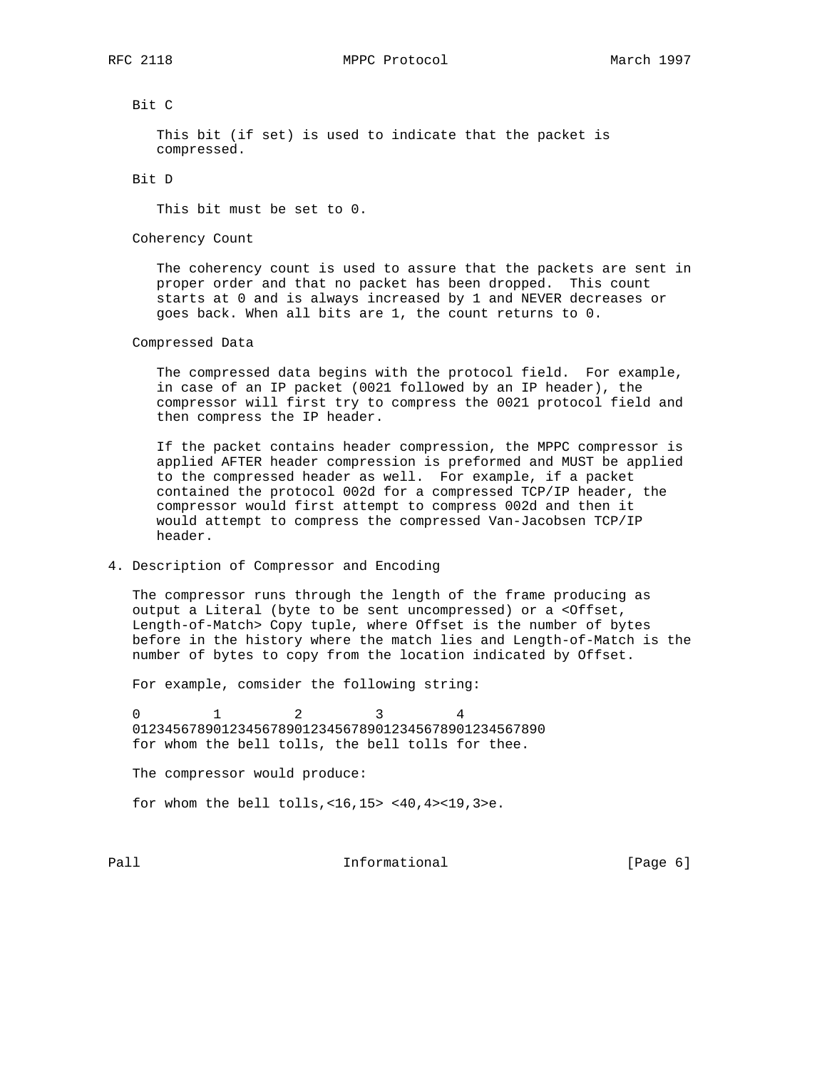Bit C

This bit (if set) is used to indicate that the packet is compressed.

Bit D

This bit must be set to 0.

Coherency Count

The coherency count is used to assure that the packets are sent in proper order and that no packet has been dropped. This count starts at 0 and is always increased by 1 and NEVER decreases or goes back. When all bits are 1, the count returns to 0.

Compressed Data

The compressed data begins with the protocol field. For example, in case of an IP packet (0021 followed by an IP header), the compressor will first try to compress the 0021 protocol field and then compress the IP header.

If the packet contains header compression, the MPPC compressor is applied AFTER header compression is preformed and MUST be applied to the compressed header as well. For example, if a packet contained the protocol 002d for a compressed TCP/IP header, the compressor would first attempt to compress 002d and then it would attempt to compress the compressed Van-Jacobsen TCP/IP header.

## 4. Description of Compressor and Encoding

The compressor runs through the length of the frame producing as output a Literal (byte to be sent uncompressed) or a <Offset, Length-of-Match> Copy tuple, where Offset is the number of bytes before in the history where the match lies and Length-of-Match is the number of bytes to copy from the location indicated by Offset.

For example, comsider the following string:

```
0         1         2         3         4
012345678901234567890123456789012345678901234567890
for whom the bell tolls, the bell tolls for thee.
```

The compressor would produce:

```
for whom the bell tolls,<16,15> <40,4><19,3>e.
```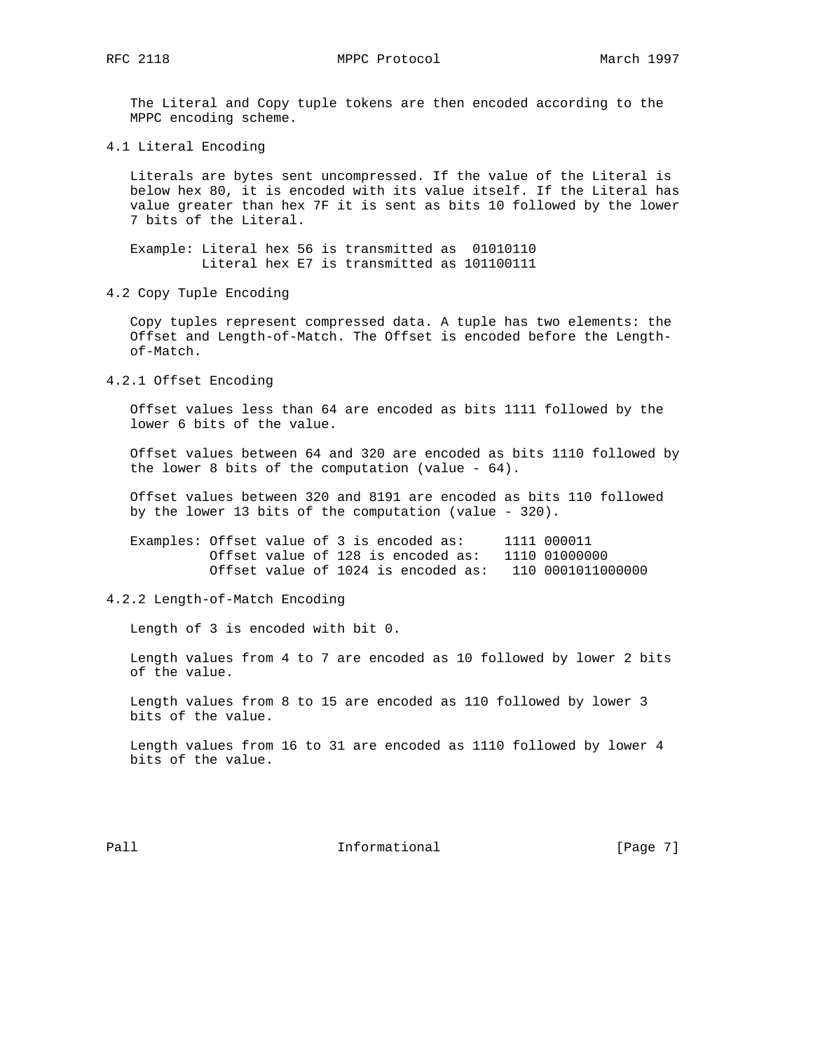The Literal and Copy tuple tokens are then encoded according to the MPPC encoding scheme.

## 4.1 Literal Encoding

Literals are bytes sent uncompressed. If the value of the Literal is below hex 80, it is encoded with its value itself. If the Literal has value greater than hex 7F it is sent as bits 10 followed by the lower 7 bits of the Literal.

```
Example: Literal hex 56 is transmitted as  01010110
         Literal hex E7 is transmitted as 101100111
```

## 4.2 Copy Tuple Encoding

Copy tuples represent compressed data. A tuple has two elements: the Offset and Length-of-Match. The Offset is encoded before the Length-of-Match.

### 4.2.1 Offset Encoding

Offset values less than 64 are encoded as bits 1111 followed by the lower 6 bits of the value.

Offset values between 64 and 320 are encoded as bits 1110 followed by the lower 8 bits of the computation (value - 64).

Offset values between 320 and 8191 are encoded as bits 110 followed by the lower 13 bits of the computation (value - 320).

```
Examples: Offset value of 3 is encoded as:     1111 000011
          Offset value of 128 is encoded as:   1110 01000000
          Offset value of 1024 is encoded as:   110 0001011000000
```

### 4.2.2 Length-of-Match Encoding

Length of 3 is encoded with bit 0.

Length values from 4 to 7 are encoded as 10 followed by lower 2 bits of the value.

Length values from 8 to 15 are encoded as 110 followed by lower 3 bits of the value.

Length values from 16 to 31 are encoded as 1110 followed by lower 4 bits of the value.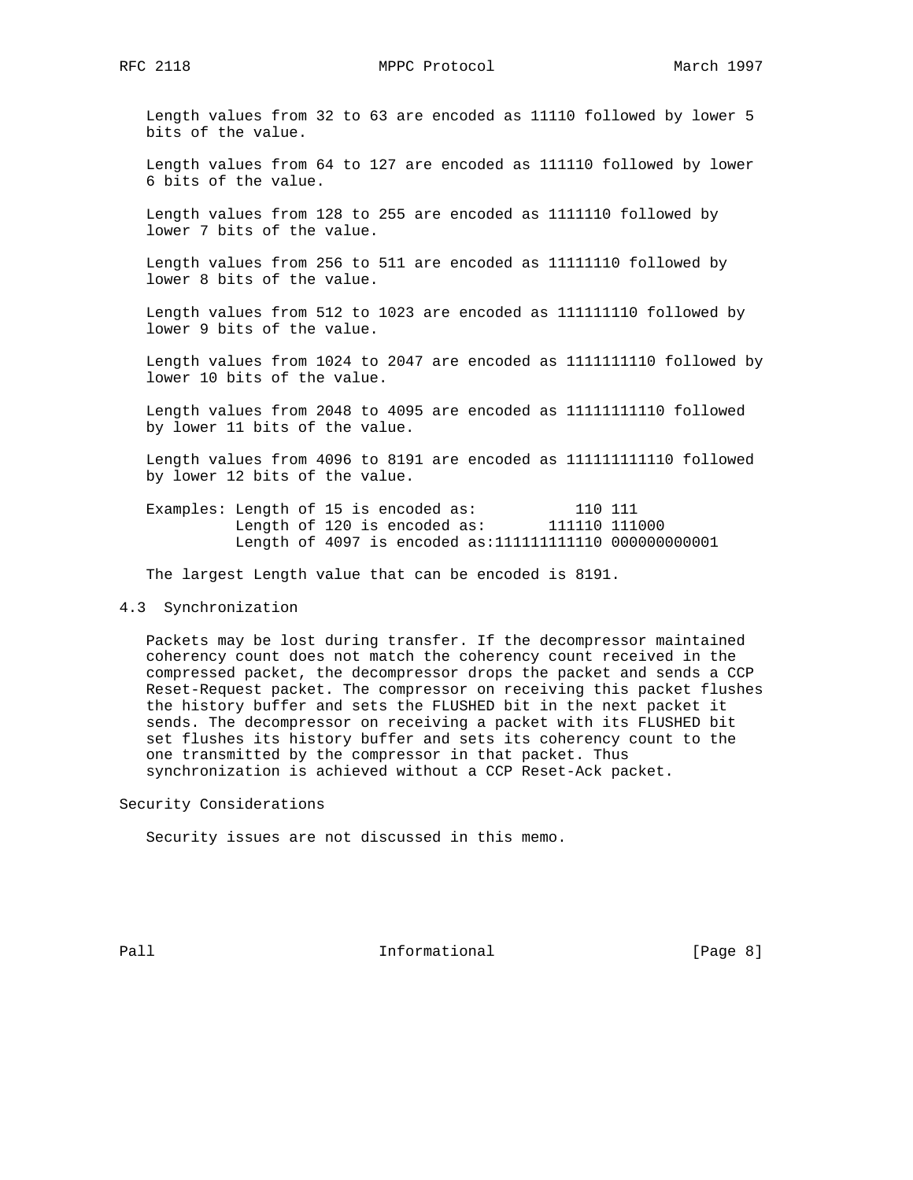Length values from 32 to 63 are encoded as 11110 followed by lower 5 bits of the value.

Length values from 64 to 127 are encoded as 111110 followed by lower 6 bits of the value.

Length values from 128 to 255 are encoded as 1111110 followed by lower 7 bits of the value.

Length values from 256 to 511 are encoded as 11111110 followed by lower 8 bits of the value.

Length values from 512 to 1023 are encoded as 111111110 followed by lower 9 bits of the value.

Length values from 1024 to 2047 are encoded as 1111111110 followed by lower 10 bits of the value.

Length values from 2048 to 4095 are encoded as 11111111110 followed by lower 11 bits of the value.

Length values from 4096 to 8191 are encoded as 111111111110 followed by lower 12 bits of the value.

```
Examples: Length of 15 is encoded as:           110 111
          Length of 120 is encoded as:       111110 111000
          Length of 4097 is encoded as:111111111110 000000000001
```

The largest Length value that can be encoded is 8191.

## 4.3 Synchronization

Packets may be lost during transfer. If the decompressor maintained coherency count does not match the coherency count received in the compressed packet, the decompressor drops the packet and sends a CCP Reset-Request packet. The compressor on receiving this packet flushes the history buffer and sets the FLUSHED bit in the next packet it sends. The decompressor on receiving a packet with its FLUSHED bit set flushes its history buffer and sets its coherency count to the one transmitted by the compressor in that packet. Thus synchronization is achieved without a CCP Reset-Ack packet.

## Security Considerations

Security issues are not discussed in this memo.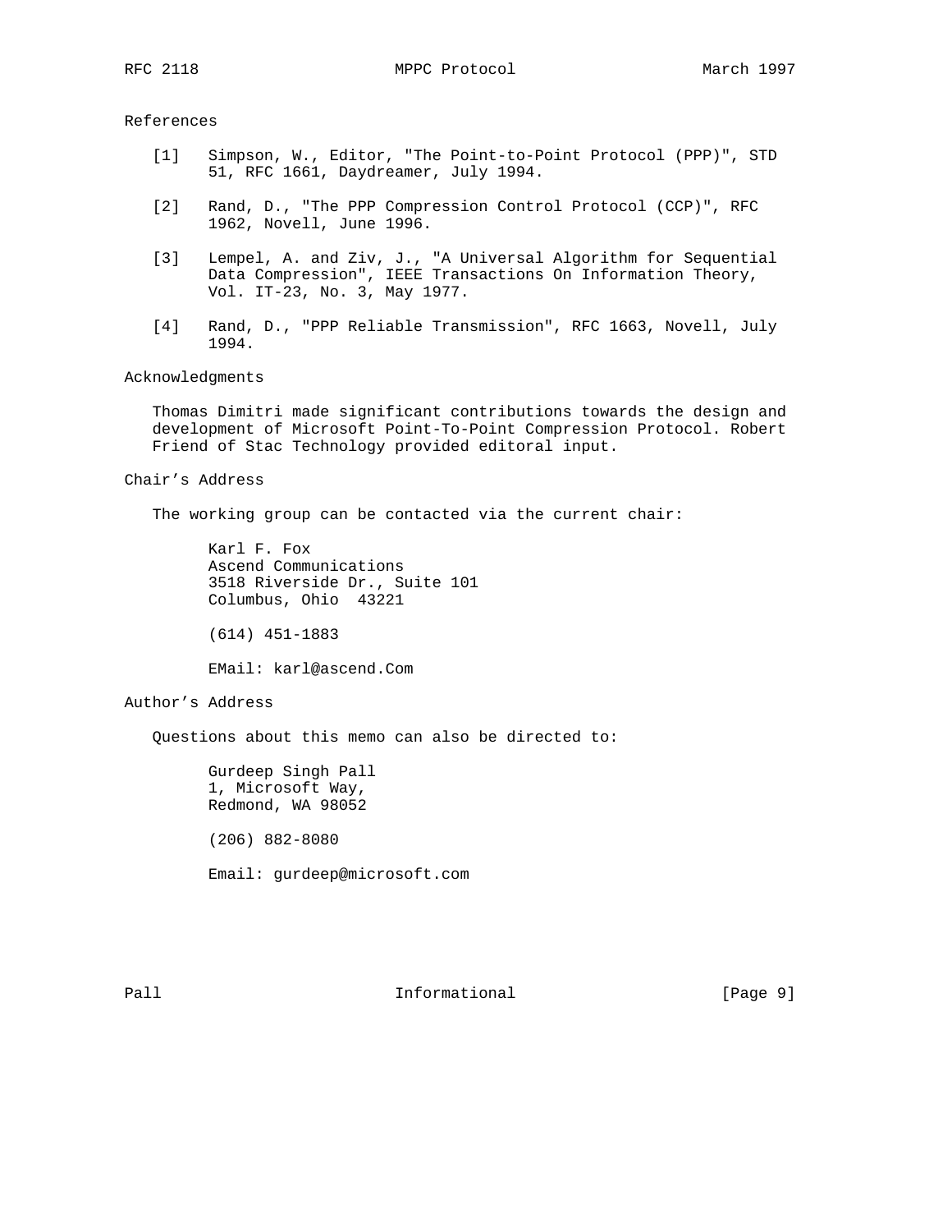## References

[1] Simpson, W., Editor, "The Point-to-Point Protocol (PPP)", STD 51, RFC 1661, Daydreamer, July 1994.

[2] Rand, D., "The PPP Compression Control Protocol (CCP)", RFC 1962, Novell, June 1996.

[3] Lempel, A. and Ziv, J., "A Universal Algorithm for Sequential Data Compression", IEEE Transactions On Information Theory, Vol. IT-23, No. 3, May 1977.

[4] Rand, D., "PPP Reliable Transmission", RFC 1663, Novell, July 1994.

## Acknowledgments

Thomas Dimitri made significant contributions towards the design and development of Microsoft Point-To-Point Compression Protocol. Robert Friend of Stac Technology provided editoral input.

## Chair's Address

The working group can be contacted via the current chair:

Karl F. Fox
Ascend Communications
3518 Riverside Dr., Suite 101
Columbus, Ohio 43221

(614) 451-1883

EMail: karl@ascend.Com

## Author's Address

Questions about this memo can also be directed to:

Gurdeep Singh Pall
1, Microsoft Way,
Redmond, WA 98052

(206) 882-8080

Email: gurdeep@microsoft.com